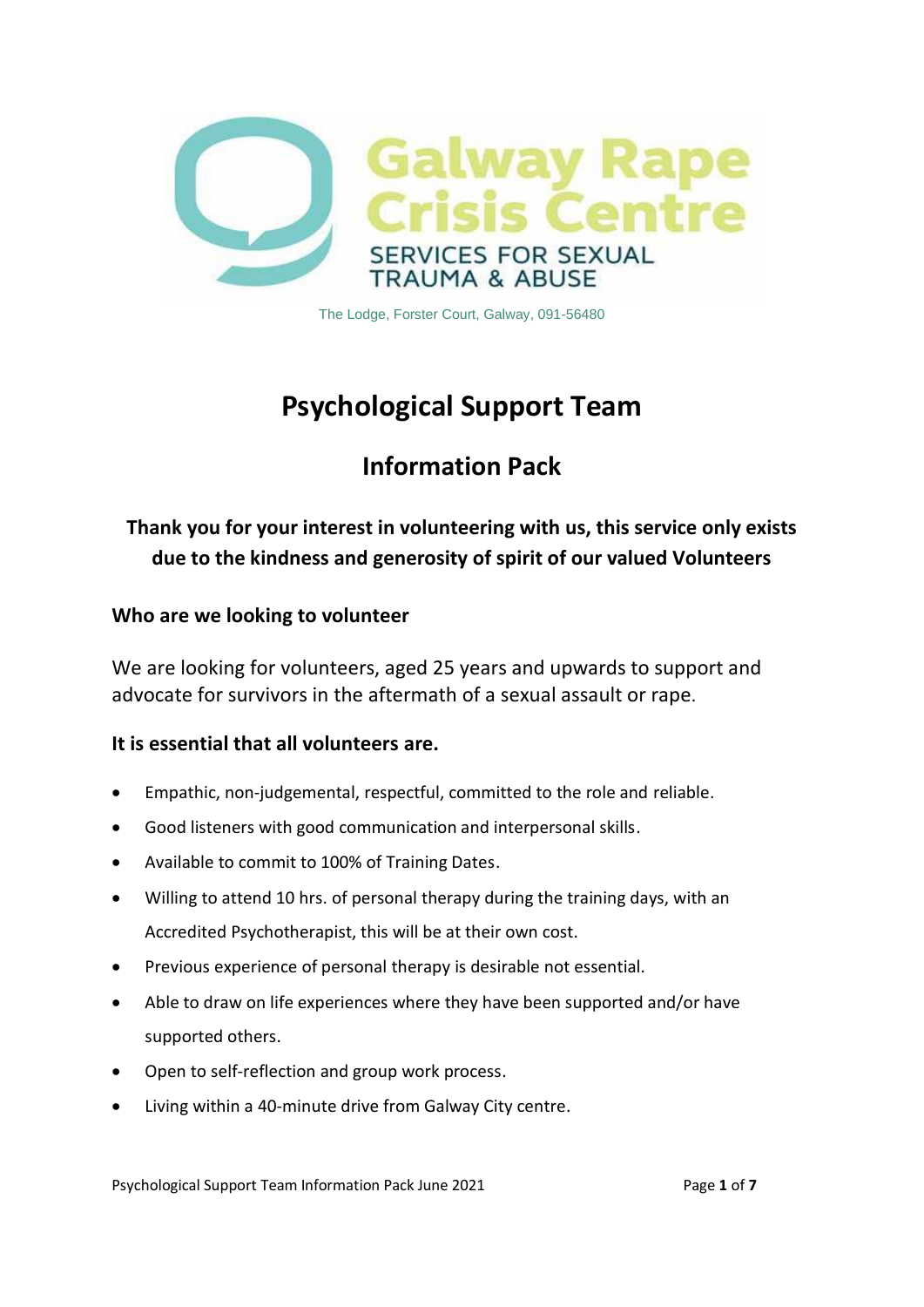Galway Rape Crisis Centre
SERVICES FOR SEXUAL TRAUMA & ABUSE

The Lodge, Forster Court, Galway, 091-56480

# Psychological Support Team

## Information Pack

### Thank you for your interest in volunteering with us, this service only exists due to the kindness and generosity of spirit of our valued Volunteers

### Who are we looking to volunteer

We are looking for volunteers, aged 25 years and upwards to support and advocate for survivors in the aftermath of a sexual assault or rape.

### It is essential that all volunteers are.

- Empathic, non-judgemental, respectful, committed to the role and reliable.
- Good listeners with good communication and interpersonal skills.
- Available to commit to 100% of Training Dates.
- Willing to attend 10 hrs. of personal therapy during the training days, with an Accredited Psychotherapist, this will be at their own cost.
- Previous experience of personal therapy is desirable not essential.
- Able to draw on life experiences where they have been supported and/or have supported others.
- Open to self-reflection and group work process.
- Living within a 40-minute drive from Galway City centre.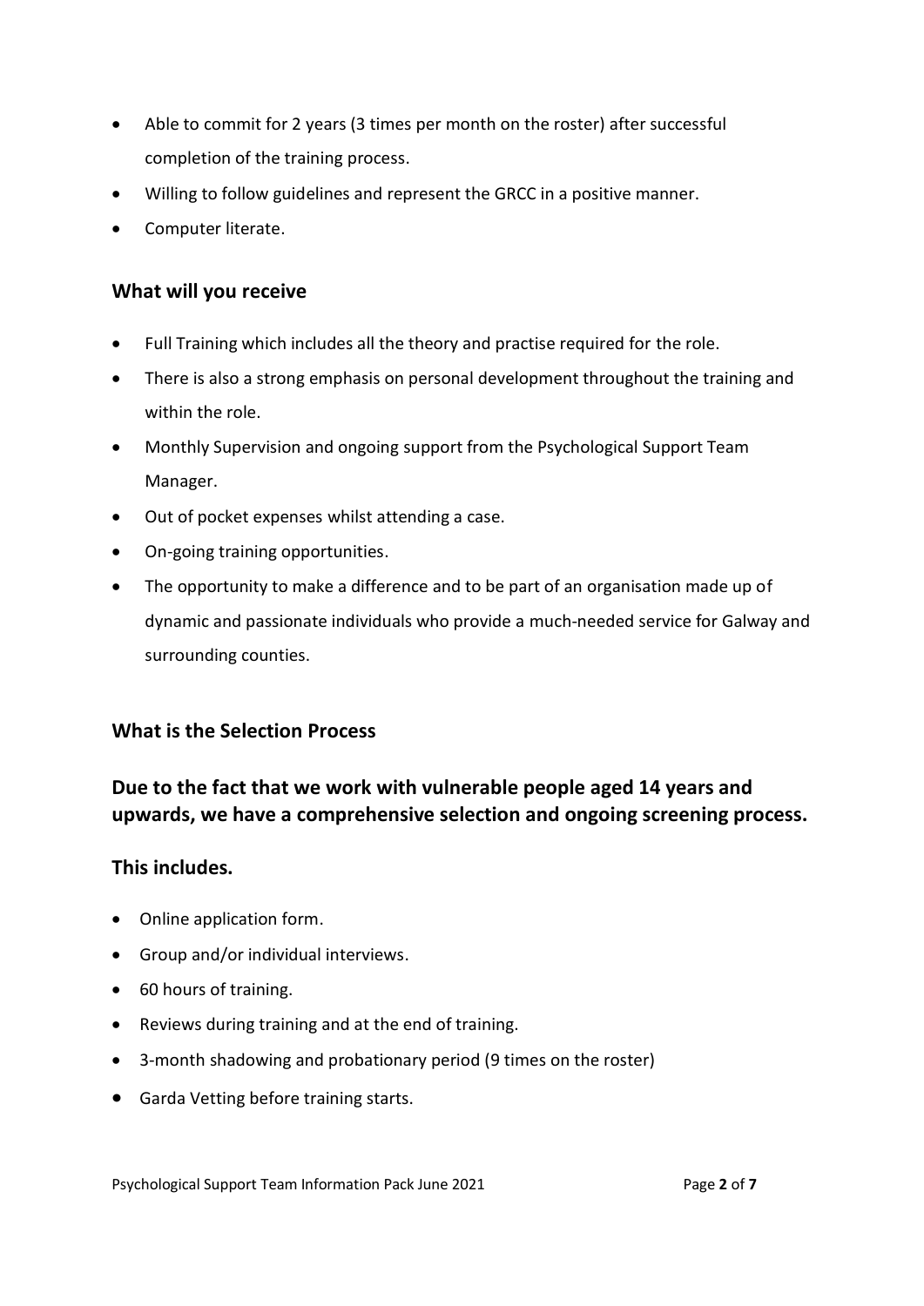- Able to commit for 2 years (3 times per month on the roster) after successful completion of the training process.
- Willing to follow guidelines and represent the GRCC in a positive manner.
- Computer literate.

### What will you receive

- Full Training which includes all the theory and practise required for the role.
- There is also a strong emphasis on personal development throughout the training and within the role.
- Monthly Supervision and ongoing support from the Psychological Support Team Manager.
- Out of pocket expenses whilst attending a case.
- On-going training opportunities.
- The opportunity to make a difference and to be part of an organisation made up of dynamic and passionate individuals who provide a much-needed service for Galway and surrounding counties.

### What is the Selection Process

### Due to the fact that we work with vulnerable people aged 14 years and upwards, we have a comprehensive selection and ongoing screening process.

### This includes.

- Online application form.
- Group and/or individual interviews.
- 60 hours of training.
- Reviews during training and at the end of training.
- 3-month shadowing and probationary period (9 times on the roster)
- Garda Vetting before training starts.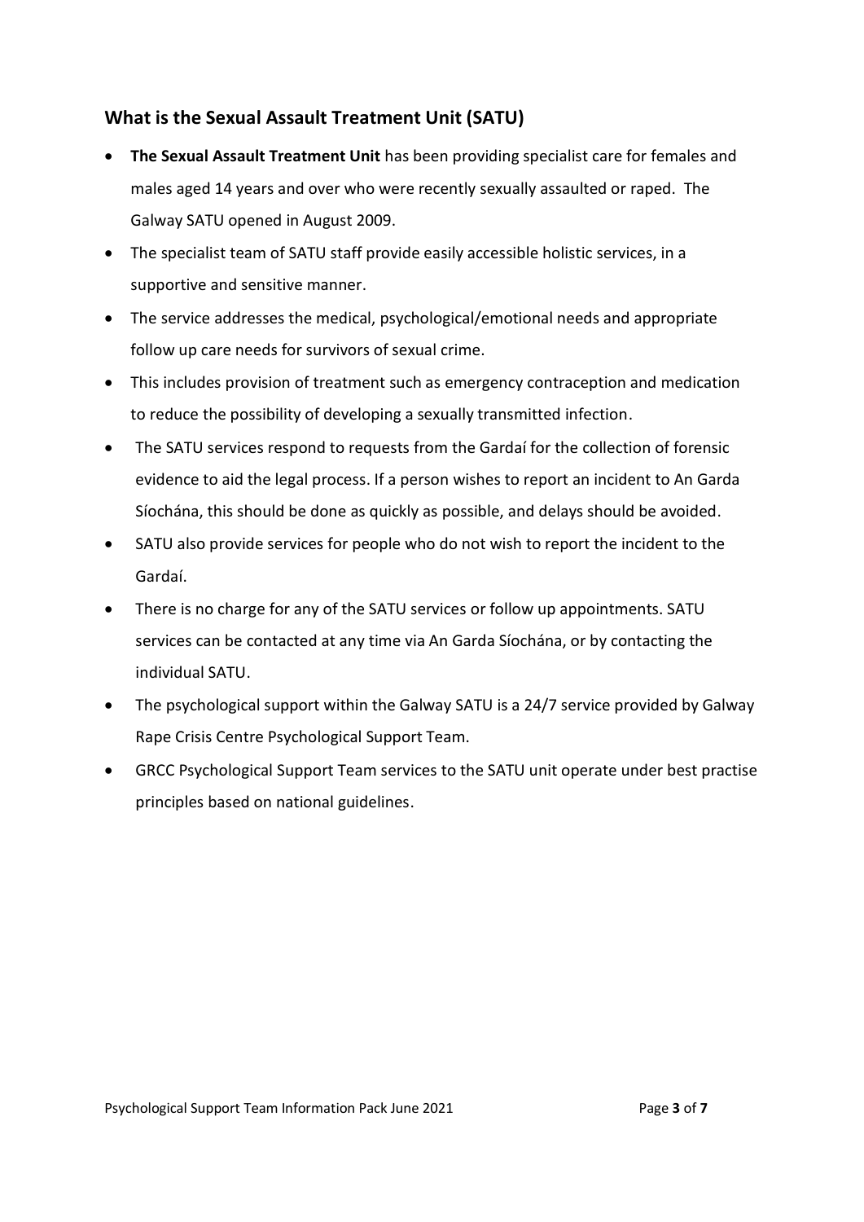## What is the Sexual Assault Treatment Unit (SATU)

- **The Sexual Assault Treatment Unit** has been providing specialist care for females and males aged 14 years and over who were recently sexually assaulted or raped. The Galway SATU opened in August 2009.
- The specialist team of SATU staff provide easily accessible holistic services, in a supportive and sensitive manner.
- The service addresses the medical, psychological/emotional needs and appropriate follow up care needs for survivors of sexual crime.
- This includes provision of treatment such as emergency contraception and medication to reduce the possibility of developing a sexually transmitted infection.
- The SATU services respond to requests from the Gardaí for the collection of forensic evidence to aid the legal process. If a person wishes to report an incident to An Garda Síochána, this should be done as quickly as possible, and delays should be avoided.
- SATU also provide services for people who do not wish to report the incident to the Gardaí.
- There is no charge for any of the SATU services or follow up appointments. SATU services can be contacted at any time via An Garda Síochána, or by contacting the individual SATU.
- The psychological support within the Galway SATU is a 24/7 service provided by Galway Rape Crisis Centre Psychological Support Team.
- GRCC Psychological Support Team services to the SATU unit operate under best practise principles based on national guidelines.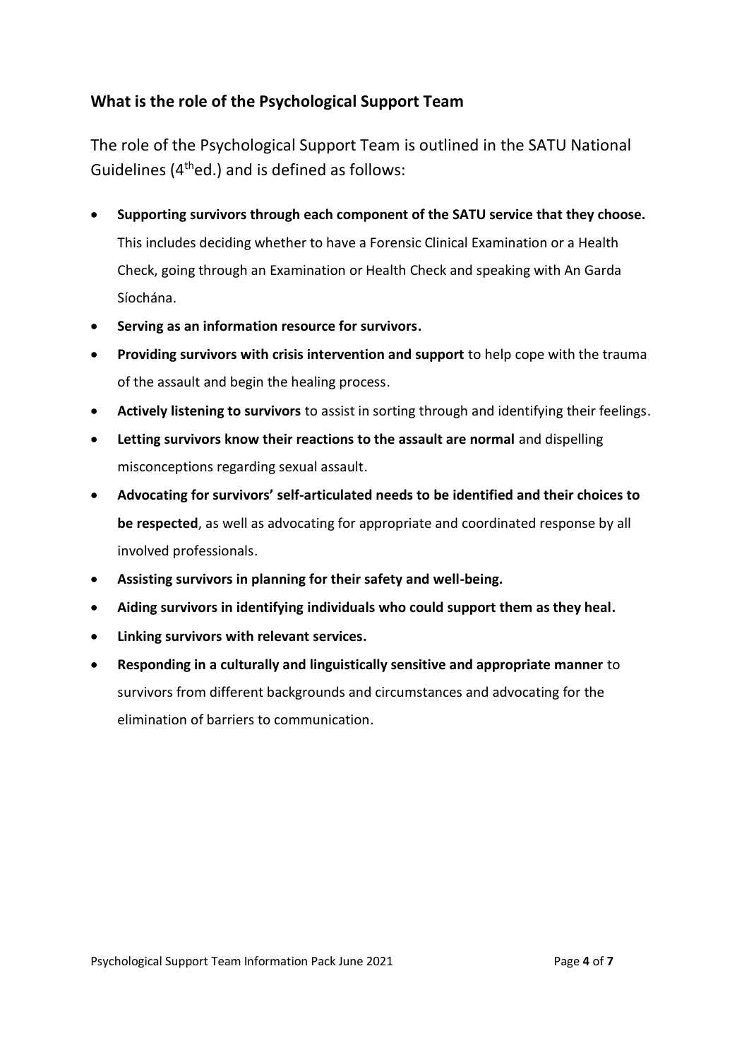## What is the role of the Psychological Support Team

The role of the Psychological Support Team is outlined in the SATU National Guidelines (4th ed.) and is defined as follows:

- **Supporting survivors through each component of the SATU service that they choose.** This includes deciding whether to have a Forensic Clinical Examination or a Health Check, going through an Examination or Health Check and speaking with An Garda Síochána.
- **Serving as an information resource for survivors.**
- **Providing survivors with crisis intervention and support** to help cope with the trauma of the assault and begin the healing process.
- **Actively listening to survivors** to assist in sorting through and identifying their feelings.
- **Letting survivors know their reactions to the assault are normal** and dispelling misconceptions regarding sexual assault.
- **Advocating for survivors' self-articulated needs to be identified and their choices to be respected**, as well as advocating for appropriate and coordinated response by all involved professionals.
- **Assisting survivors in planning for their safety and well-being.**
- **Aiding survivors in identifying individuals who could support them as they heal.**
- **Linking survivors with relevant services.**
- **Responding in a culturally and linguistically sensitive and appropriate manner** to survivors from different backgrounds and circumstances and advocating for the elimination of barriers to communication.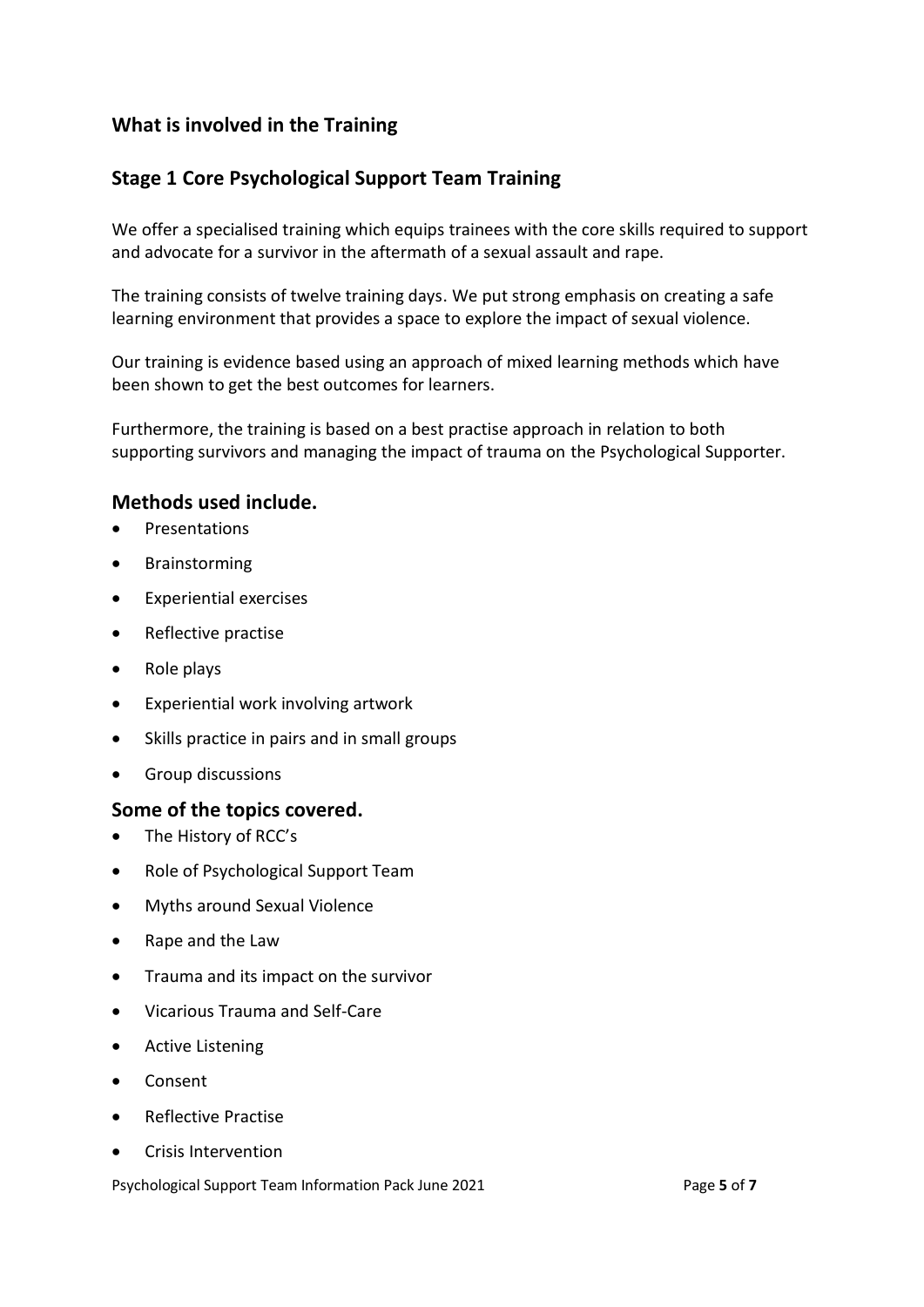## What is involved in the Training

## Stage 1 Core Psychological Support Team Training

We offer a specialised training which equips trainees with the core skills required to support and advocate for a survivor in the aftermath of a sexual assault and rape.

The training consists of twelve training days. We put strong emphasis on creating a safe learning environment that provides a space to explore the impact of sexual violence.

Our training is evidence based using an approach of mixed learning methods which have been shown to get the best outcomes for learners.

Furthermore, the training is based on a best practise approach in relation to both supporting survivors and managing the impact of trauma on the Psychological Supporter.

### Methods used include.

- Presentations
- Brainstorming
- Experiential exercises
- Reflective practise
- Role plays
- Experiential work involving artwork
- Skills practice in pairs and in small groups
- Group discussions

### Some of the topics covered.

- The History of RCC's
- Role of Psychological Support Team
- Myths around Sexual Violence
- Rape and the Law
- Trauma and its impact on the survivor
- Vicarious Trauma and Self-Care
- Active Listening
- Consent
- Reflective Practise
- Crisis Intervention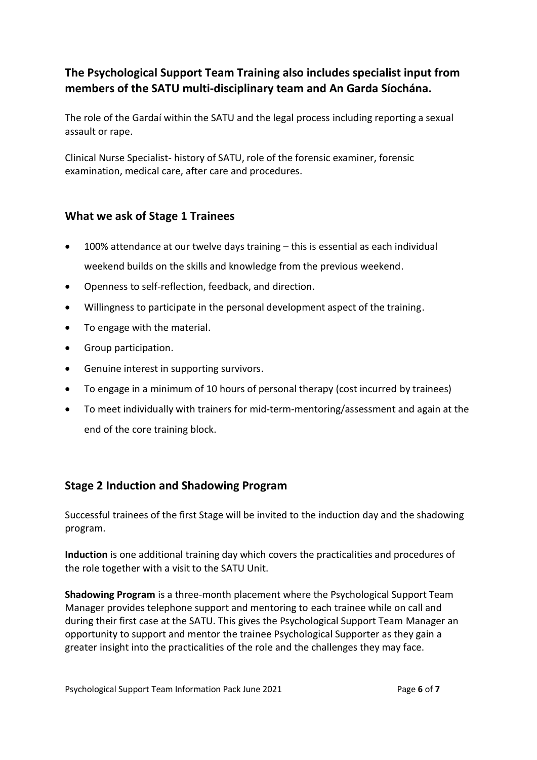## The Psychological Support Team Training also includes specialist input from members of the SATU multi-disciplinary team and An Garda Síochána.

The role of the Gardaí within the SATU and the legal process including reporting a sexual assault or rape.

Clinical Nurse Specialist- history of SATU, role of the forensic examiner, forensic examination, medical care, after care and procedures.

## What we ask of Stage 1 Trainees

- 100% attendance at our twelve days training – this is essential as each individual weekend builds on the skills and knowledge from the previous weekend.
- Openness to self-reflection, feedback, and direction.
- Willingness to participate in the personal development aspect of the training.
- To engage with the material.
- Group participation.
- Genuine interest in supporting survivors.
- To engage in a minimum of 10 hours of personal therapy (cost incurred by trainees)
- To meet individually with trainers for mid-term-mentoring/assessment and again at the end of the core training block.

## Stage 2 Induction and Shadowing Program

Successful trainees of the first Stage will be invited to the induction day and the shadowing program.

**Induction** is one additional training day which covers the practicalities and procedures of the role together with a visit to the SATU Unit.

**Shadowing Program** is a three-month placement where the Psychological Support Team Manager provides telephone support and mentoring to each trainee while on call and during their first case at the SATU. This gives the Psychological Support Team Manager an opportunity to support and mentor the trainee Psychological Supporter as they gain a greater insight into the practicalities of the role and the challenges they may face.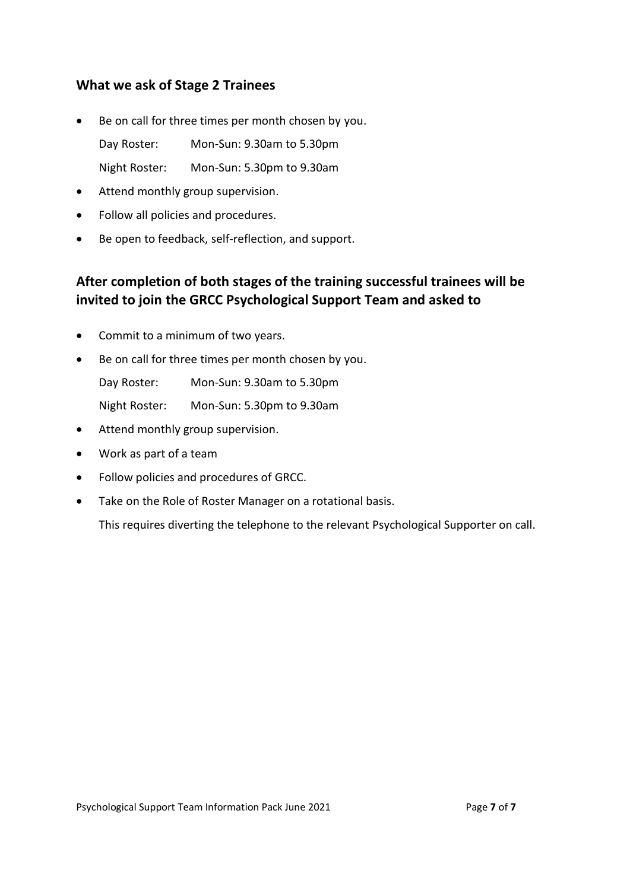## What we ask of Stage 2 Trainees

- Be on call for three times per month chosen by you.

  Day Roster: Mon-Sun: 9.30am to 5.30pm

  Night Roster: Mon-Sun: 5.30pm to 9.30am

- Attend monthly group supervision.
- Follow all policies and procedures.
- Be open to feedback, self-reflection, and support.

## After completion of both stages of the training successful trainees will be invited to join the GRCC Psychological Support Team and asked to

- Commit to a minimum of two years.
- Be on call for three times per month chosen by you.

  Day Roster: Mon-Sun: 9.30am to 5.30pm

  Night Roster: Mon-Sun: 5.30pm to 9.30am

- Attend monthly group supervision.
- Work as part of a team
- Follow policies and procedures of GRCC.
- Take on the Role of Roster Manager on a rotational basis.

  This requires diverting the telephone to the relevant Psychological Supporter on call.